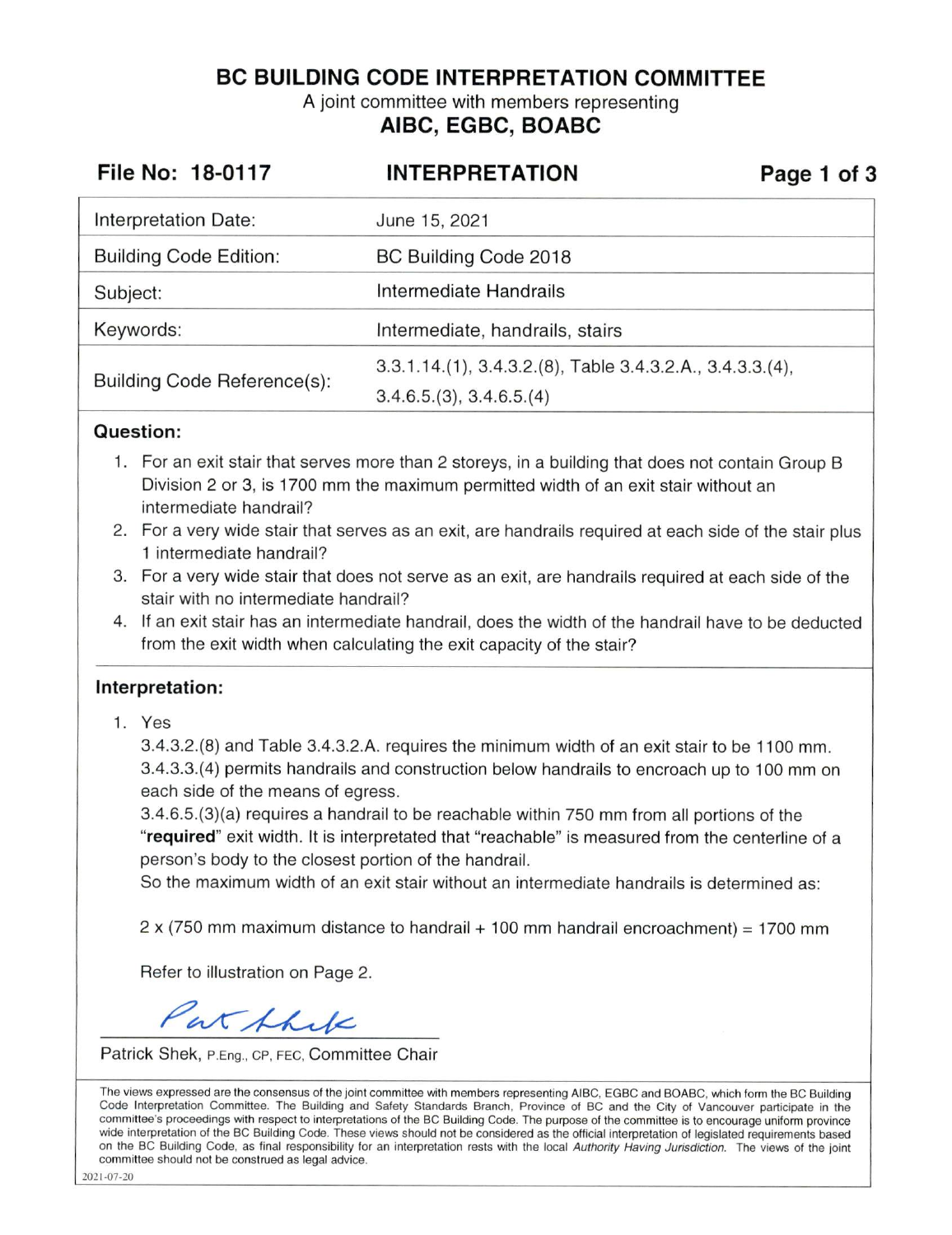# BC BUILDING CODE INTERPRETATION COMMITTEE

A joint committee with members representing

**AIBC, EGBC, BOABC**

**File No: 18-0117** **INTERPRETATION**

| | |
|---|---|
| Interpretation Date: | June 15, 2021 |
| Building Code Edition: | BC Building Code 2018 |
| Subject: | Intermediate Handrails |
| Keywords: | Intermediate, handrails, stairs |
| Building Code Reference(s): | 3.3.1.14.(1), 3.4.3.2.(8), Table 3.4.3.2.A., 3.4.3.3.(4), 3.4.6.5.(3), 3.4.6.5.(4) |

## Question:

1. For an exit stair that serves more than 2 storeys, in a building that does not contain Group B Division 2 or 3, is 1700 mm the maximum permitted width of an exit stair without an intermediate handrail?
2. For a very wide stair that serves as an exit, are handrails required at each side of the stair plus 1 intermediate handrail?
3. For a very wide stair that does not serve as an exit, are handrails required at each side of the stair with no intermediate handrail?
4. If an exit stair has an intermediate handrail, does the width of the handrail have to be deducted from the exit width when calculating the exit capacity of the stair?

## Interpretation:

1. Yes

   3.4.3.2.(8) and Table 3.4.3.2.A. requires the minimum width of an exit stair to be 1100 mm.
   3.4.3.3.(4) permits handrails and construction below handrails to encroach up to 100 mm on each side of the means of egress.
   3.4.6.5.(3)(a) requires a handrail to be reachable within 750 mm from all portions of the "**required**" exit width. It is interpretated that "reachable" is measured from the centerline of a person's body to the closest portion of the handrail.
   So the maximum width of an exit stair without an intermediate handrails is determined as:

   2 x (750 mm maximum distance to handrail + 100 mm handrail encroachment) = 1700 mm

   Refer to illustration on Page 2.

Patrick Shek, P.Eng., CP, FEC, Committee Chair

The views expressed are the consensus of the joint committee with members representing AIBC, EGBC and BOABC, which form the BC Building Code Interpretation Committee. The Building and Safety Standards Branch, Province of BC and the City of Vancouver participate in the committee's proceedings with respect to interpretations of the BC Building Code. The purpose of the committee is to encourage uniform province wide interpretation of the BC Building Code. These views should not be considered as the official interpretation of legislated requirements based on the BC Building Code, as final responsibility for an interpretation rests with the local *Authority Having Jurisdiction*. The views of the joint committee should not be construed as legal advice.

2021-07-20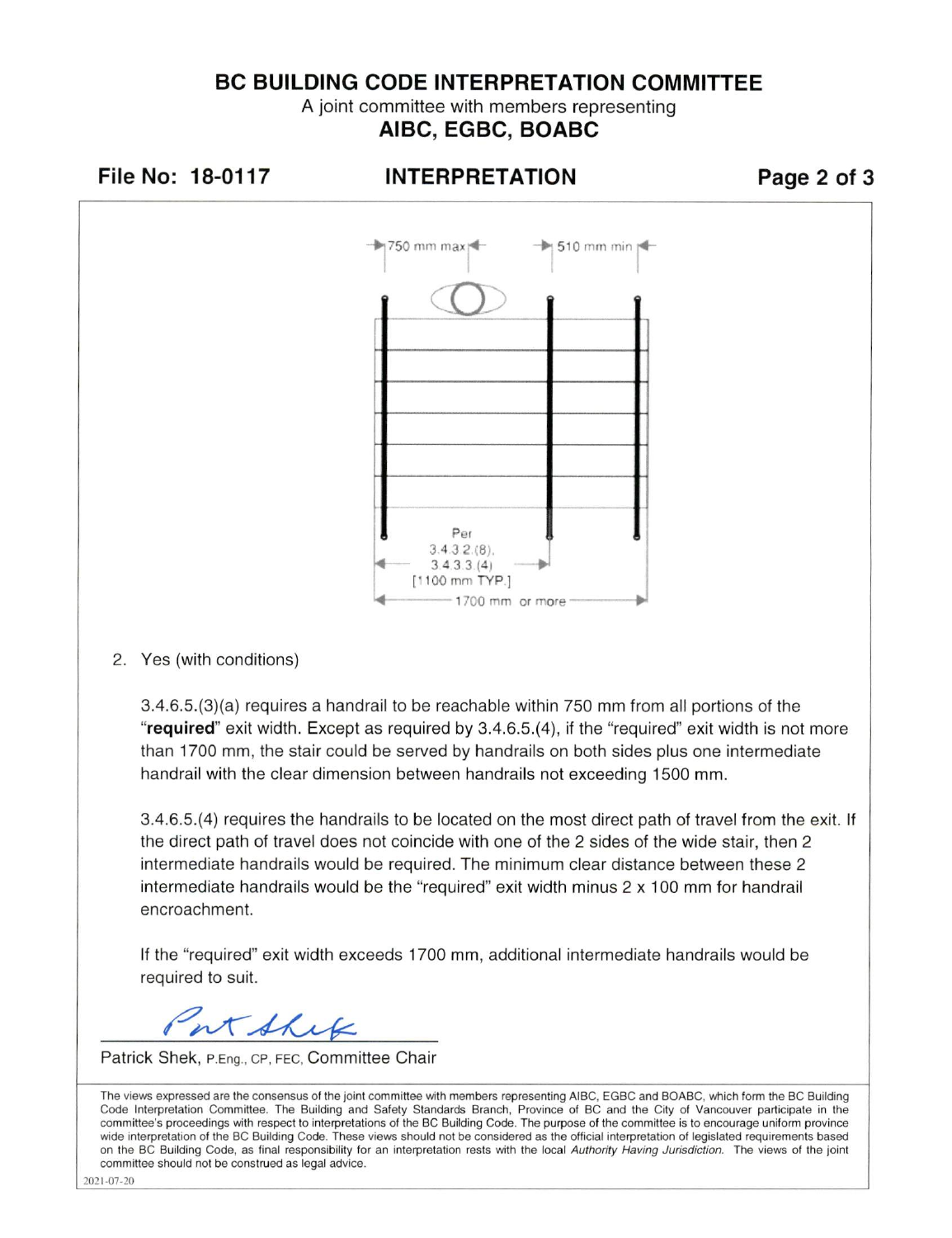750 mm max

510 mm min

Per
3.4.3.2.(8),
3.4.3.3.(4)
[1100 mm TYP.]

1700 mm or more

2. Yes (with conditions)

   3.4.6.5.(3)(a) requires a handrail to be reachable within 750 mm from all portions of the "**required**" exit width. Except as required by 3.4.6.5.(4), if the "required" exit width is not more than 1700 mm, the stair could be served by handrails on both sides plus one intermediate handrail with the clear dimension between handrails not exceeding 1500 mm.

   3.4.6.5.(4) requires the handrails to be located on the most direct path of travel from the exit. If the direct path of travel does not coincide with one of the 2 sides of the wide stair, then 2 intermediate handrails would be required. The minimum clear distance between these 2 intermediate handrails would be the "required" exit width minus 2 x 100 mm for handrail encroachment.

   If the "required" exit width exceeds 1700 mm, additional intermediate handrails would be required to suit.

Patrick Shek, P.Eng., CP, FEC, Committee Chair

The views expressed are the consensus of the joint committee with members representing AIBC, EGBC and BOABC, which form the BC Building Code Interpretation Committee. The Building and Safety Standards Branch, Province of BC and the City of Vancouver participate in the committee's proceedings with respect to interpretations of the BC Building Code. The purpose of the committee is to encourage uniform province wide interpretation of the BC Building Code. These views should not be considered as the official interpretation of legislated requirements based on the BC Building Code, as final responsibility for an interpretation rests with the local *Authority Having Jurisdiction*. The views of the joint committee should not be construed as legal advice.

2021-07-20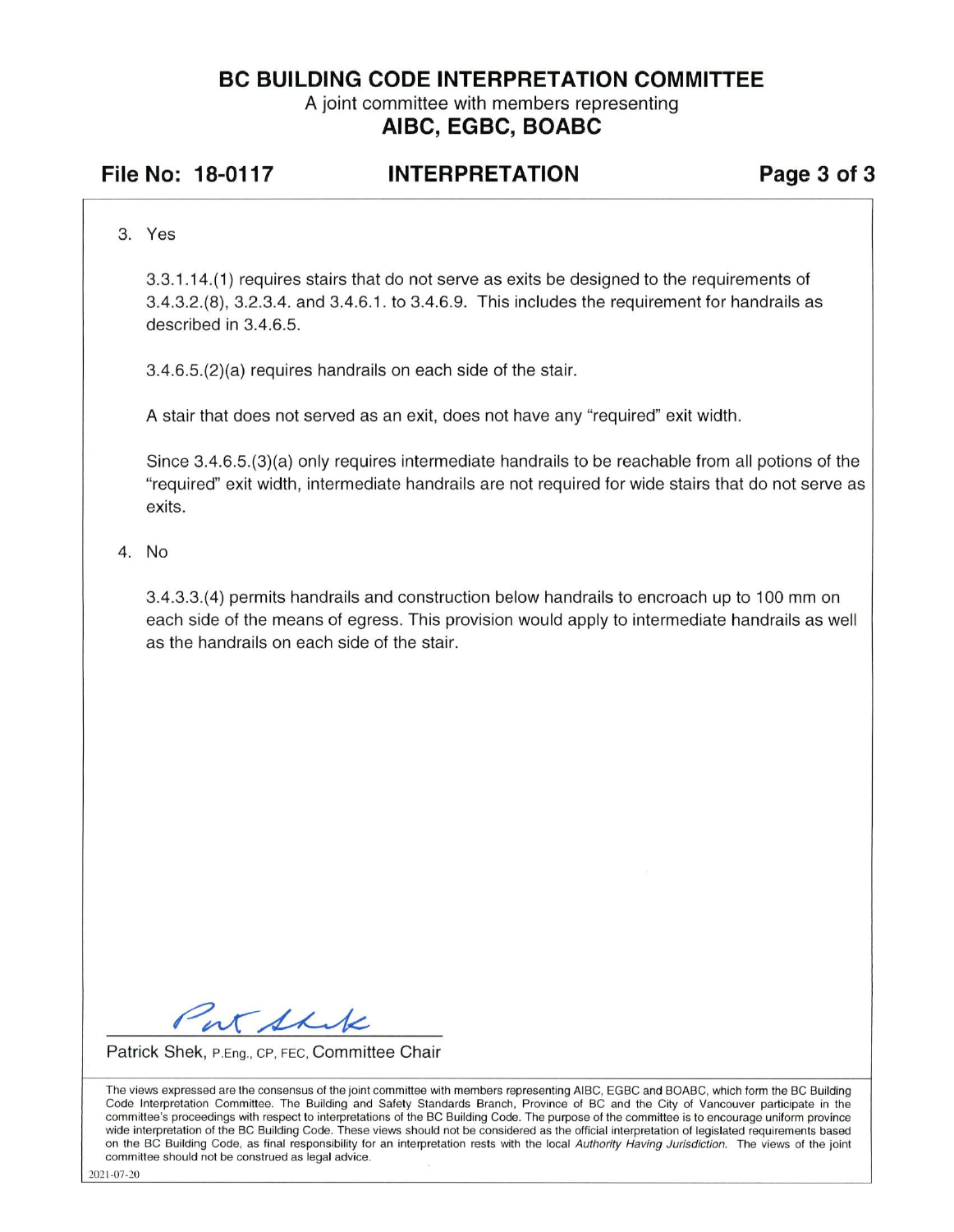3. Yes

   3.3.1.14.(1) requires stairs that do not serve as exits be designed to the requirements of 3.4.3.2.(8), 3.2.3.4. and 3.4.6.1. to 3.4.6.9. This includes the requirement for handrails as described in 3.4.6.5.

   3.4.6.5.(2)(a) requires handrails on each side of the stair.

   A stair that does not served as an exit, does not have any "required" exit width.

   Since 3.4.6.5.(3)(a) only requires intermediate handrails to be reachable from all potions of the "required" exit width, intermediate handrails are not required for wide stairs that do not serve as exits.

4. No

   3.4.3.3.(4) permits handrails and construction below handrails to encroach up to 100 mm on each side of the means of egress. This provision would apply to intermediate handrails as well as the handrails on each side of the stair.

Patrick Shek, P.Eng., CP, FEC, Committee Chair

The views expressed are the consensus of the joint committee with members representing AIBC, EGBC and BOABC, which form the BC Building Code Interpretation Committee. The Building and Safety Standards Branch, Province of BC and the City of Vancouver participate in the committee's proceedings with respect to interpretations of the BC Building Code. The purpose of the committee is to encourage uniform province wide interpretation of the BC Building Code. These views should not be considered as the official interpretation of legislated requirements based on the BC Building Code, as final responsibility for an interpretation rests with the local *Authority Having Jurisdiction*. The views of the joint committee should not be construed as legal advice.

2021-07-20